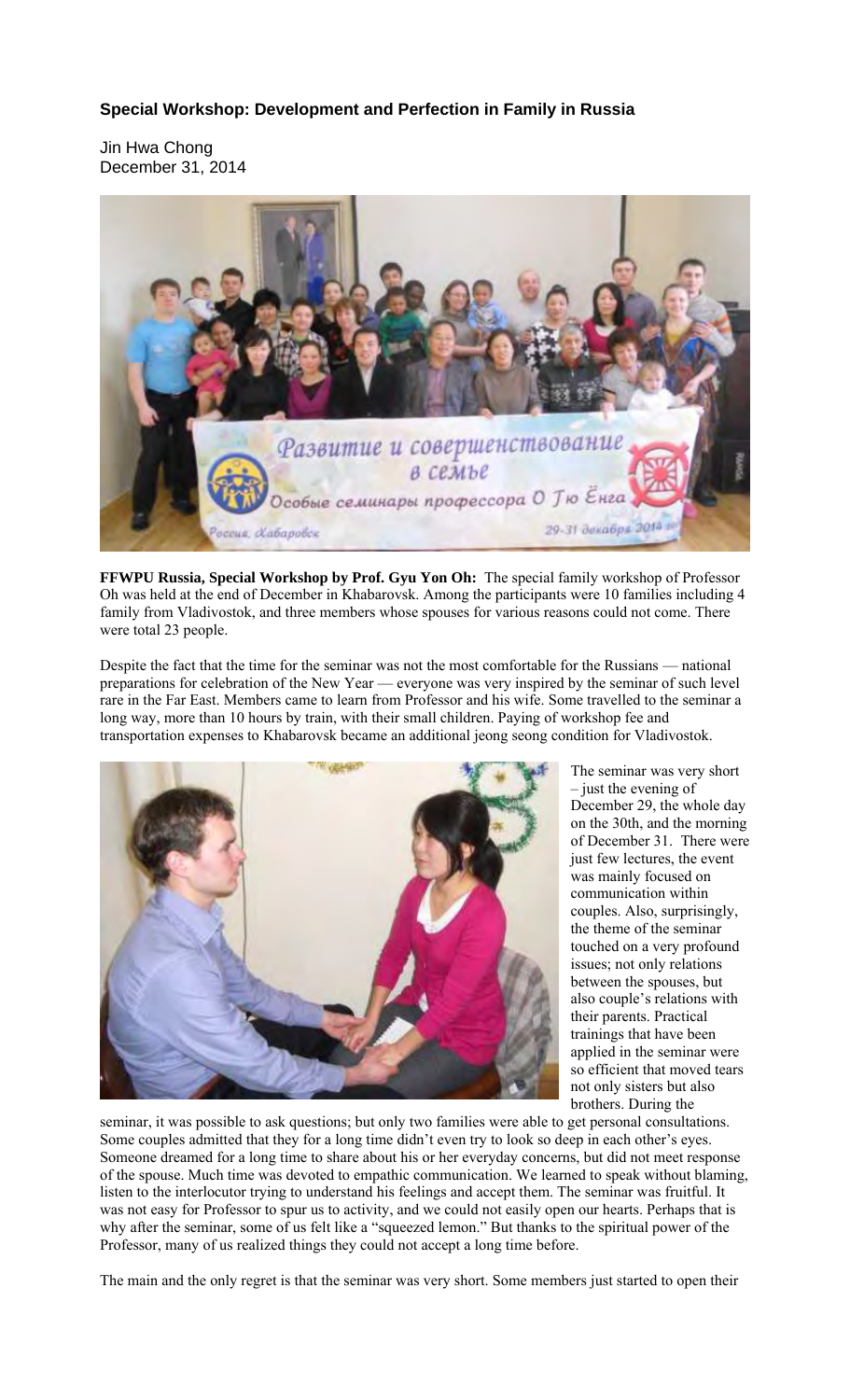### Special Workshop: Development and Perfection in Family in Russia

Jin Hwa Chong
December 31, 2014

**FFWPU Russia, Special Workshop by Prof. Gyu Yon Oh:** The special family workshop of Professor Oh was held at the end of December in Khabarovsk. Among the participants were 10 families including 4 family from Vladivostok, and three members whose spouses for various reasons could not come. There were total 23 people.

Despite the fact that the time for the seminar was not the most comfortable for the Russians — national preparations for celebration of the New Year — everyone was very inspired by the seminar of such level rare in the Far East. Members came to learn from Professor and his wife. Some travelled to the seminar a long way, more than 10 hours by train, with their small children. Paying of workshop fee and transportation expenses to Khabarovsk became an additional jeong seong condition for Vladivostok.

The seminar was very short – just the evening of December 29, the whole day on the 30th, and the morning of December 31. There were just few lectures, the event was mainly focused on communication within couples. Also, surprisingly, the theme of the seminar touched on a very profound issues; not only relations between the spouses, but also couple's relations with their parents. Practical trainings that have been applied in the seminar were so efficient that moved tears not only sisters but also brothers. During the seminar, it was possible to ask questions; but only two families were able to get personal consultations. Some couples admitted that they for a long time didn't even try to look so deep in each other's eyes. Someone dreamed for a long time to share about his or her everyday concerns, but did not meet response of the spouse. Much time was devoted to empathic communication. We learned to speak without blaming, listen to the interlocutor trying to understand his feelings and accept them. The seminar was fruitful. It was not easy for Professor to spur us to activity, and we could not easily open our hearts. Perhaps that is why after the seminar, some of us felt like a "squeezed lemon." But thanks to the spiritual power of the Professor, many of us realized things they could not accept a long time before.

The main and the only regret is that the seminar was very short. Some members just started to open their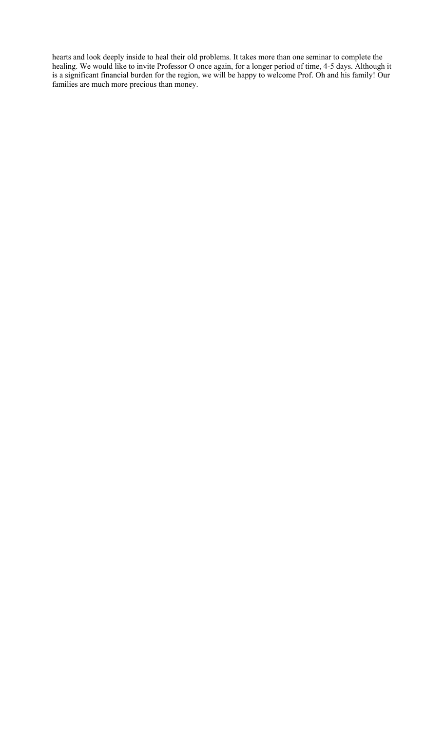hearts and look deeply inside to heal their old problems. It takes more than one seminar to complete the healing. We would like to invite Professor O once again, for a longer period of time, 4-5 days. Although it is a significant financial burden for the region, we will be happy to welcome Prof. Oh and his family! Our families are much more precious than money.